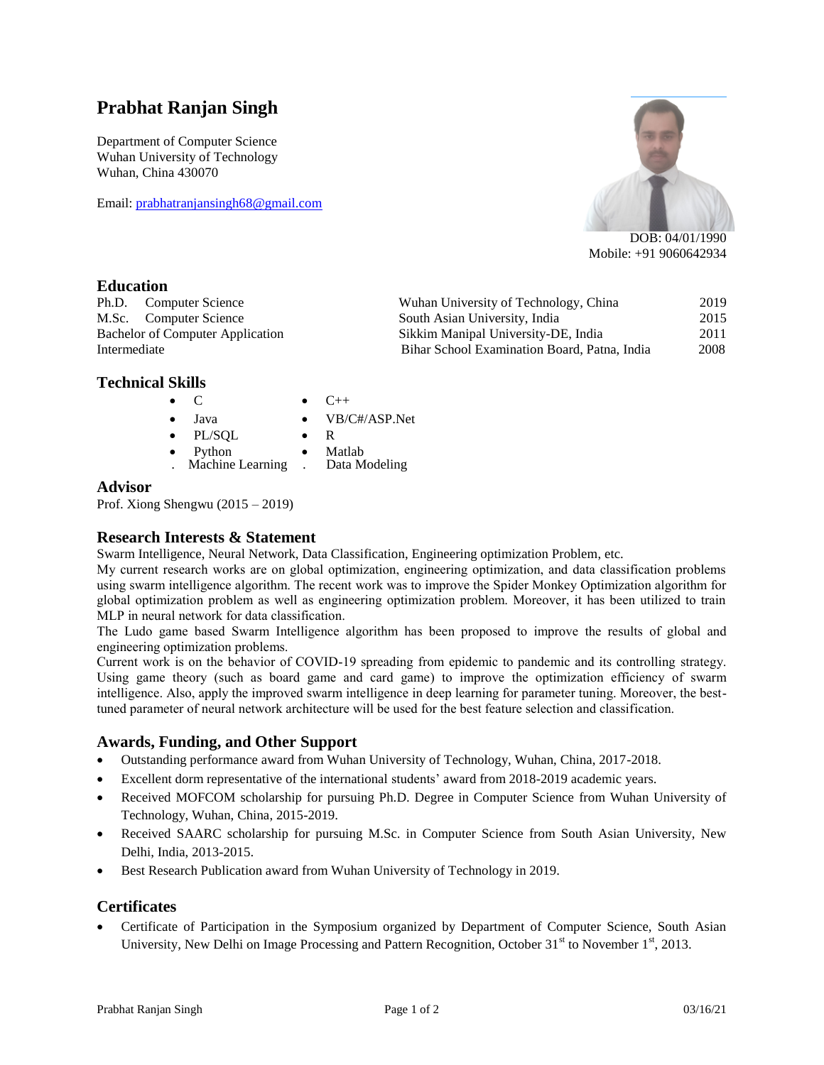# Prabhat Ranjan Singh

Department of Computer Science
Wuhan University of Technology
Wuhan, China 430070

Email: prabhatranjansingh68@gmail.com

DOB: 04/01/1990
Mobile: +91 9060642934

## Education

| | | |
|---|---|---|
| Ph.D. Computer Science | Wuhan University of Technology, China | 2019 |
| M.Sc. Computer Science | South Asian University, India | 2015 |
| Bachelor of Computer Application | Sikkim Manipal University-DE, India | 2011 |
| Intermediate | Bihar School Examination Board, Patna, India | 2008 |

## Technical Skills

- C
- C++
- Java
- VB/C#/ASP.Net
- PL/SQL
- R
- Python
- Matlab
- Machine Learning
- Data Modeling

## Advisor

Prof. Xiong Shengwu (2015 – 2019)

## Research Interests & Statement

Swarm Intelligence, Neural Network, Data Classification, Engineering optimization Problem, etc.

My current research works are on global optimization, engineering optimization, and data classification problems using swarm intelligence algorithm. The recent work was to improve the Spider Monkey Optimization algorithm for global optimization problem as well as engineering optimization problem. Moreover, it has been utilized to train MLP in neural network for data classification.

The Ludo game based Swarm Intelligence algorithm has been proposed to improve the results of global and engineering optimization problems.

Current work is on the behavior of COVID-19 spreading from epidemic to pandemic and its controlling strategy. Using game theory (such as board game and card game) to improve the optimization efficiency of swarm intelligence. Also, apply the improved swarm intelligence in deep learning for parameter tuning. Moreover, the best-tuned parameter of neural network architecture will be used for the best feature selection and classification.

## Awards, Funding, and Other Support

- Outstanding performance award from Wuhan University of Technology, Wuhan, China, 2017-2018.
- Excellent dorm representative of the international students' award from 2018-2019 academic years.
- Received MOFCOM scholarship for pursuing Ph.D. Degree in Computer Science from Wuhan University of Technology, Wuhan, China, 2015-2019.
- Received SAARC scholarship for pursuing M.Sc. in Computer Science from South Asian University, New Delhi, India, 2013-2015.
- Best Research Publication award from Wuhan University of Technology in 2019.

## Certificates

- Certificate of Participation in the Symposium organized by Department of Computer Science, South Asian University, New Delhi on Image Processing and Pattern Recognition, October 31st to November 1st, 2013.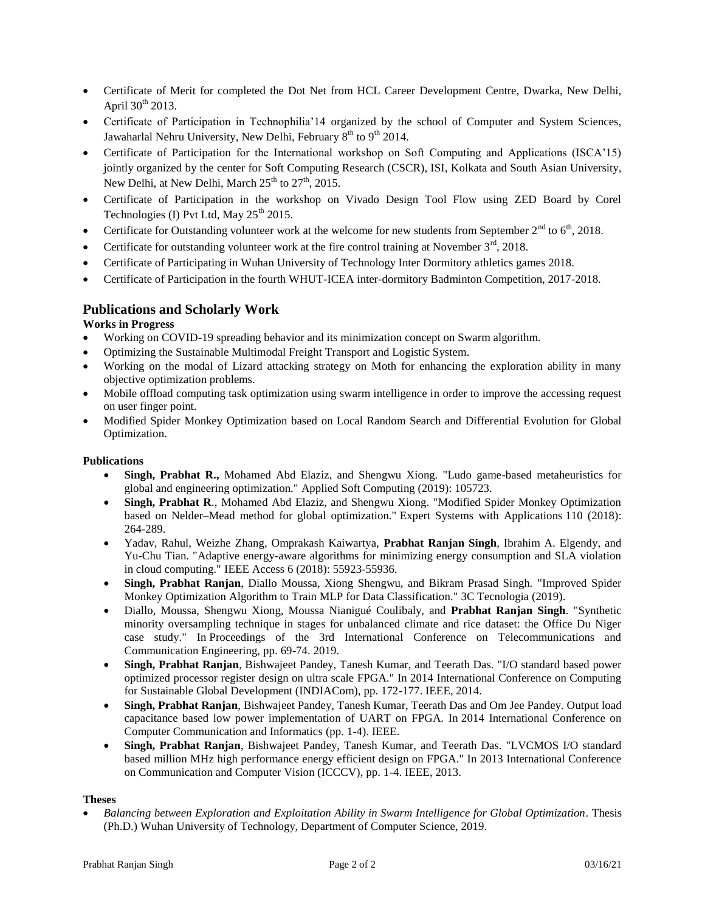- Certificate of Merit for completed the Dot Net from HCL Career Development Centre, Dwarka, New Delhi, April 30th 2013.
- Certificate of Participation in Technophilia'14 organized by the school of Computer and System Sciences, Jawaharlal Nehru University, New Delhi, February 8th to 9th 2014.
- Certificate of Participation for the International workshop on Soft Computing and Applications (ISCA'15) jointly organized by the center for Soft Computing Research (CSCR), ISI, Kolkata and South Asian University, New Delhi, at New Delhi, March 25th to 27th, 2015.
- Certificate of Participation in the workshop on Vivado Design Tool Flow using ZED Board by Corel Technologies (I) Pvt Ltd, May 25th 2015.
- Certificate for Outstanding volunteer work at the welcome for new students from September 2nd to 6th, 2018.
- Certificate for outstanding volunteer work at the fire control training at November 3rd, 2018.
- Certificate of Participating in Wuhan University of Technology Inter Dormitory athletics games 2018.
- Certificate of Participation in the fourth WHUT-ICEA inter-dormitory Badminton Competition, 2017-2018.

## Publications and Scholarly Work

**Works in Progress**

- Working on COVID-19 spreading behavior and its minimization concept on Swarm algorithm.
- Optimizing the Sustainable Multimodal Freight Transport and Logistic System.
- Working on the modal of Lizard attacking strategy on Moth for enhancing the exploration ability in many objective optimization problems.
- Mobile offload computing task optimization using swarm intelligence in order to improve the accessing request on user finger point.
- Modified Spider Monkey Optimization based on Local Random Search and Differential Evolution for Global Optimization.

**Publications**

- **Singh, Prabhat R.,** Mohamed Abd Elaziz, and Shengwu Xiong. "Ludo game-based metaheuristics for global and engineering optimization." Applied Soft Computing (2019): 105723.
- **Singh, Prabhat R**., Mohamed Abd Elaziz, and Shengwu Xiong. "Modified Spider Monkey Optimization based on Nelder–Mead method for global optimization." Expert Systems with Applications 110 (2018): 264-289.
- Yadav, Rahul, Weizhe Zhang, Omprakash Kaiwartya, **Prabhat Ranjan Singh**, Ibrahim A. Elgendy, and Yu-Chu Tian. "Adaptive energy-aware algorithms for minimizing energy consumption and SLA violation in cloud computing." IEEE Access 6 (2018): 55923-55936.
- **Singh, Prabhat Ranjan**, Diallo Moussa, Xiong Shengwu, and Bikram Prasad Singh. "Improved Spider Monkey Optimization Algorithm to Train MLP for Data Classification." 3C Tecnologia (2019).
- Diallo, Moussa, Shengwu Xiong, Moussa Nianigué Coulibaly, and **Prabhat Ranjan Singh**. "Synthetic minority oversampling technique in stages for unbalanced climate and rice dataset: the Office Du Niger case study." In Proceedings of the 3rd International Conference on Telecommunications and Communication Engineering, pp. 69-74. 2019.
- **Singh, Prabhat Ranjan**, Bishwajeet Pandey, Tanesh Kumar, and Teerath Das. "I/O standard based power optimized processor register design on ultra scale FPGA." In 2014 International Conference on Computing for Sustainable Global Development (INDIACom), pp. 172-177. IEEE, 2014.
- **Singh, Prabhat Ranjan**, Bishwajeet Pandey, Tanesh Kumar, Teerath Das and Om Jee Pandey. Output load capacitance based low power implementation of UART on FPGA. In 2014 International Conference on Computer Communication and Informatics (pp. 1-4). IEEE.
- **Singh, Prabhat Ranjan**, Bishwajeet Pandey, Tanesh Kumar, and Teerath Das. "LVCMOS I/O standard based million MHz high performance energy efficient design on FPGA." In 2013 International Conference on Communication and Computer Vision (ICCCV), pp. 1-4. IEEE, 2013.

**Theses**

- *Balancing between Exploration and Exploitation Ability in Swarm Intelligence for Global Optimization*. Thesis (Ph.D.) Wuhan University of Technology, Department of Computer Science, 2019.